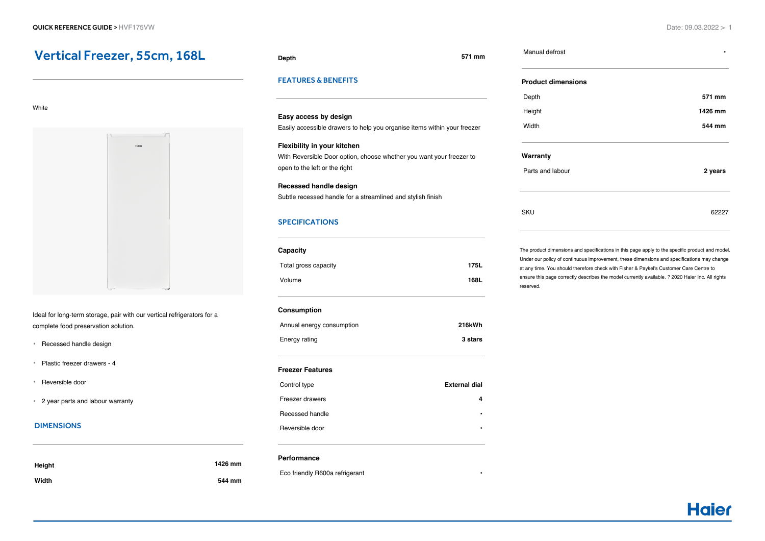# Vertical Freezer, 55cm, 168L

White

Ideal for long-term storage, pair with our vertical refrigerators for a complete food preservation solution.

- Recessed handle design
- Plastic freezer drawers - 4
- Reversible door
- 2 year parts and labour warranty

## DIMENSIONS

| | |
|---|---|
| **Height** | **1426 mm** |
| **Width** | **544 mm** |
| **Depth** | **571 mm** |

## FEATURES & BENEFITS

**Easy access by design**
Easily accessible drawers to help you organise items within your freezer

**Flexibility in your kitchen**
With Reversible Door option, choose whether you want your freezer to open to the left or the right

**Recessed handle design**
Subtle recessed handle for a streamlined and stylish finish

## SPECIFICATIONS

**Capacity**

| | |
|---|---|
| Total gross capacity | **175L** |
| Volume | **168L** |

**Consumption**

| | |
|---|---|
| Annual energy consumption | **216kWh** |
| Energy rating | **3 stars** |

**Freezer Features**

| | |
|---|---|
| Control type | **External dial** |
| Freezer drawers | **4** |
| Recessed handle | • |
| Reversible door | • |

**Performance**

| | |
|---|---|
| Eco friendly R600a refrigerant | • |
| Manual defrost | • |

**Product dimensions**

| | |
|---|---|
| Depth | **571 mm** |
| Height | **1426 mm** |
| Width | **544 mm** |

**Warranty**

| | |
|---|---|
| Parts and labour | **2 years** |

| | |
|---|---|
| SKU | 62227 |

The product dimensions and specifications in this page apply to the specific product and model. Under our policy of continuous improvement, these dimensions and specifications may change at any time. You should therefore check with Fisher & Paykel's Customer Care Centre to ensure this page correctly describes the model currently available. ? 2020 Haier Inc. All rights reserved.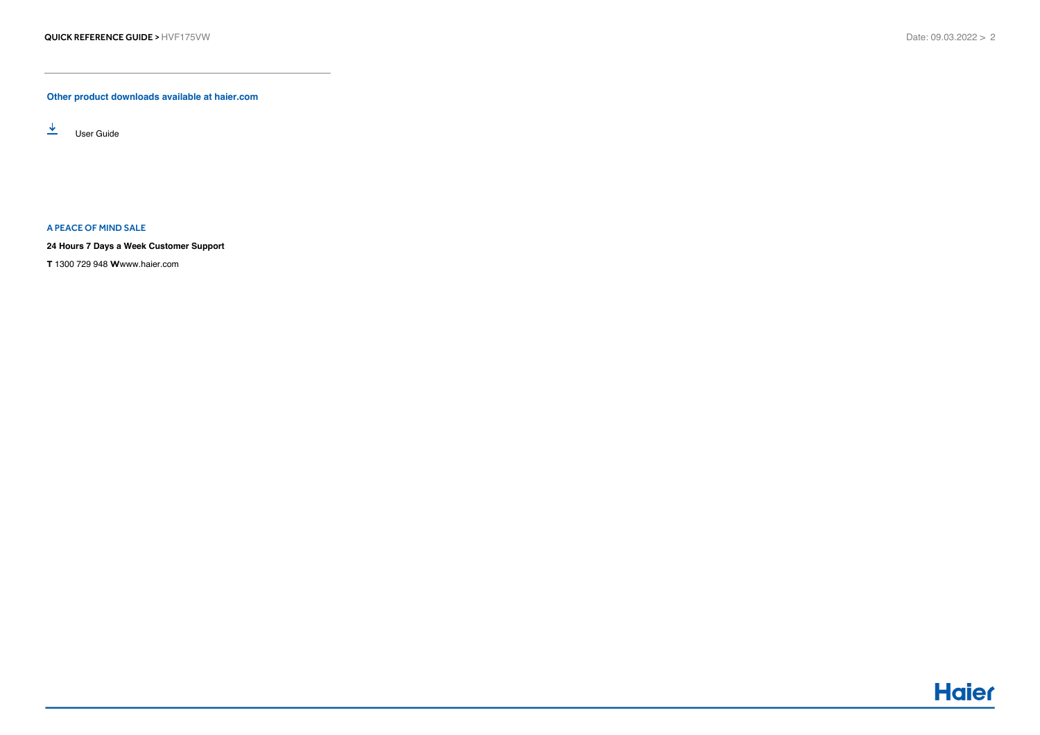**Other product downloads available at haier.com**

User Guide

**A PEACE OF MIND SALE**

**24 Hours 7 Days a Week Customer Support**

**T** 1300 729 948 **W**www.haier.com